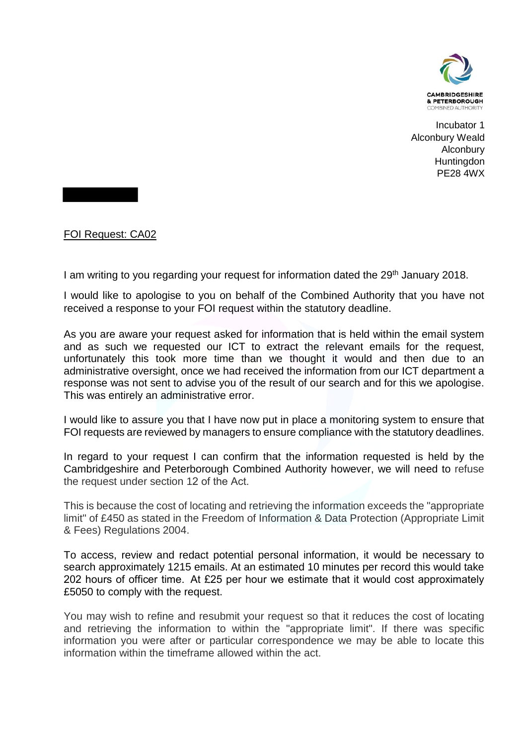CAMBRIDGESHIRE
& PETERBOROUGH
COMBINED AUTHORITY

Incubator 1
Alconbury Weald
Alconbury
Huntingdon
PE28 4WX

<u>FOI Request: CA02</u>

I am writing to you regarding your request for information dated the 29th January 2018.

I would like to apologise to you on behalf of the Combined Authority that you have not received a response to your FOI request within the statutory deadline.

As you are aware your request asked for information that is held within the email system and as such we requested our ICT to extract the relevant emails for the request, unfortunately this took more time than we thought it would and then due to an administrative oversight, once we had received the information from our ICT department a response was not sent to advise you of the result of our search and for this we apologise. This was entirely an administrative error.

I would like to assure you that I have now put in place a monitoring system to ensure that FOI requests are reviewed by managers to ensure compliance with the statutory deadlines.

In regard to your request I can confirm that the information requested is held by the Cambridgeshire and Peterborough Combined Authority however, we will need to refuse the request under section 12 of the Act.

This is because the cost of locating and retrieving the information exceeds the "appropriate limit" of £450 as stated in the Freedom of Information & Data Protection (Appropriate Limit & Fees) Regulations 2004.

To access, review and redact potential personal information, it would be necessary to search approximately 1215 emails. At an estimated 10 minutes per record this would take 202 hours of officer time. At £25 per hour we estimate that it would cost approximately £5050 to comply with the request.

You may wish to refine and resubmit your request so that it reduces the cost of locating and retrieving the information to within the "appropriate limit". If there was specific information you were after or particular correspondence we may be able to locate this information within the timeframe allowed within the act.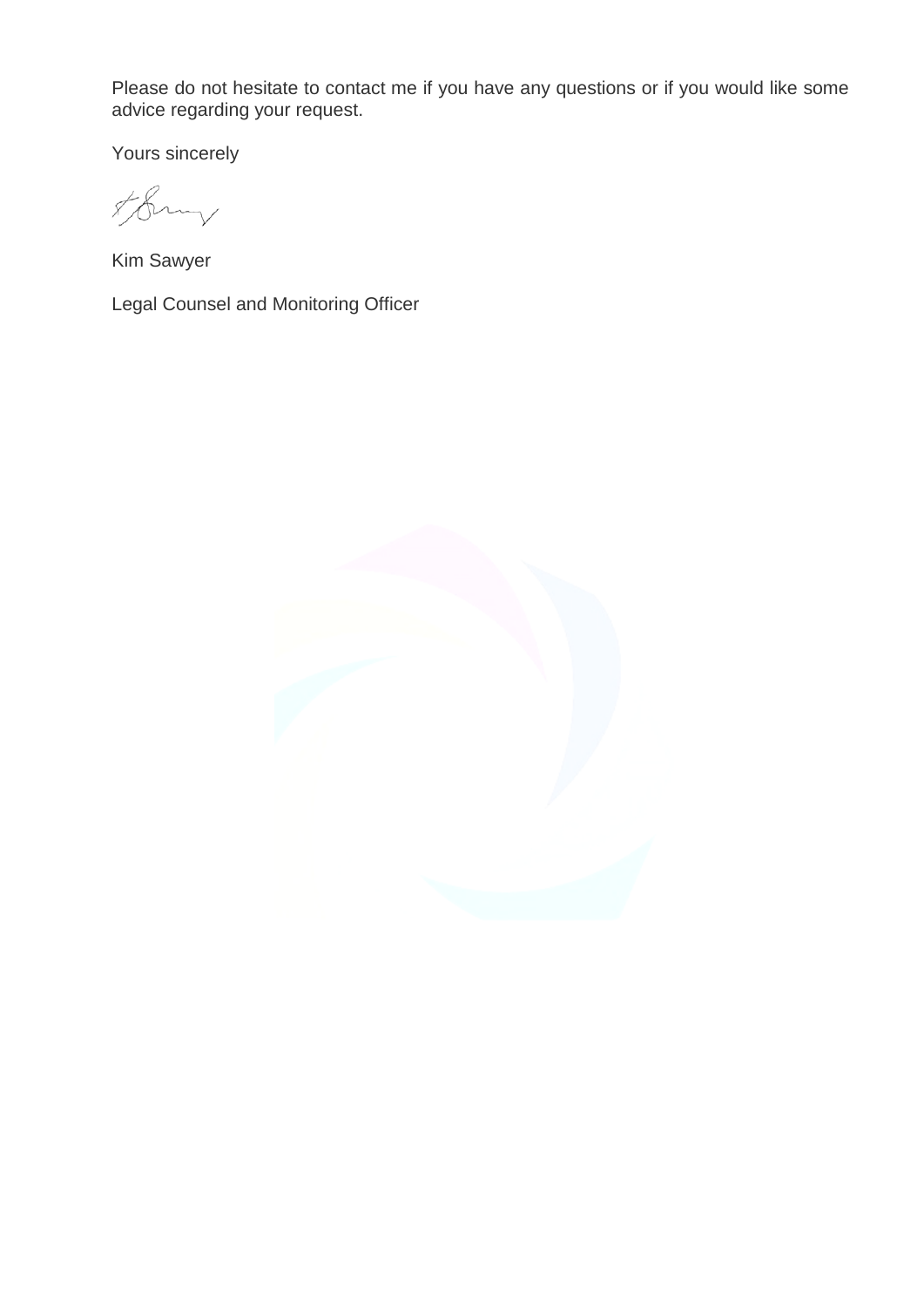Please do not hesitate to contact me if you have any questions or if you would like some advice regarding your request.

Yours sincerely

Kim Sawyer

Legal Counsel and Monitoring Officer